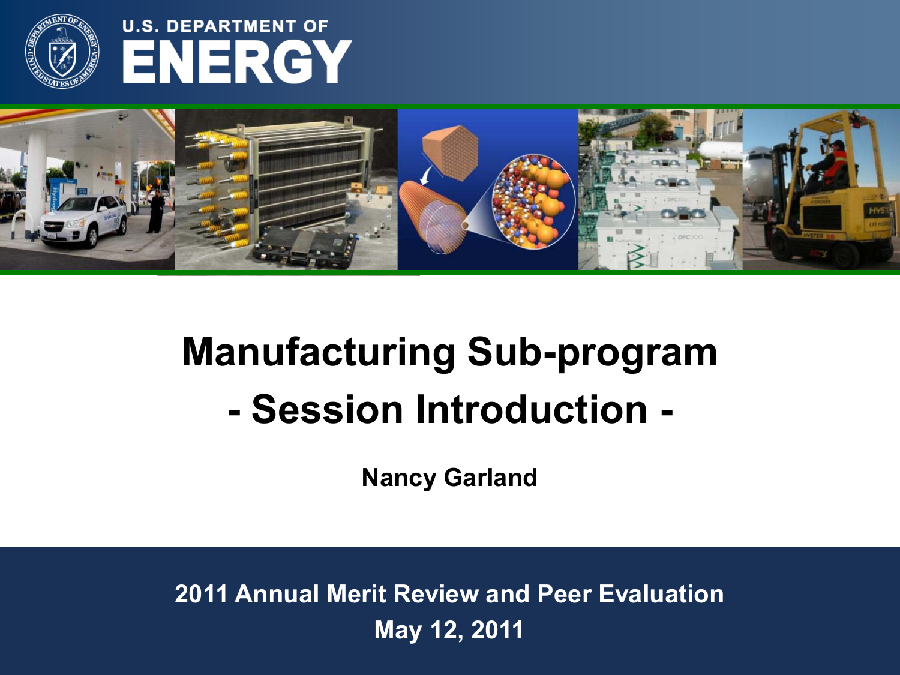U.S. DEPARTMENT OF

ENERGY

# Manufacturing Sub-program
# - Session Introduction -

**Nancy Garland**

**2011 Annual Merit Review and Peer Evaluation**

**May 12, 2011**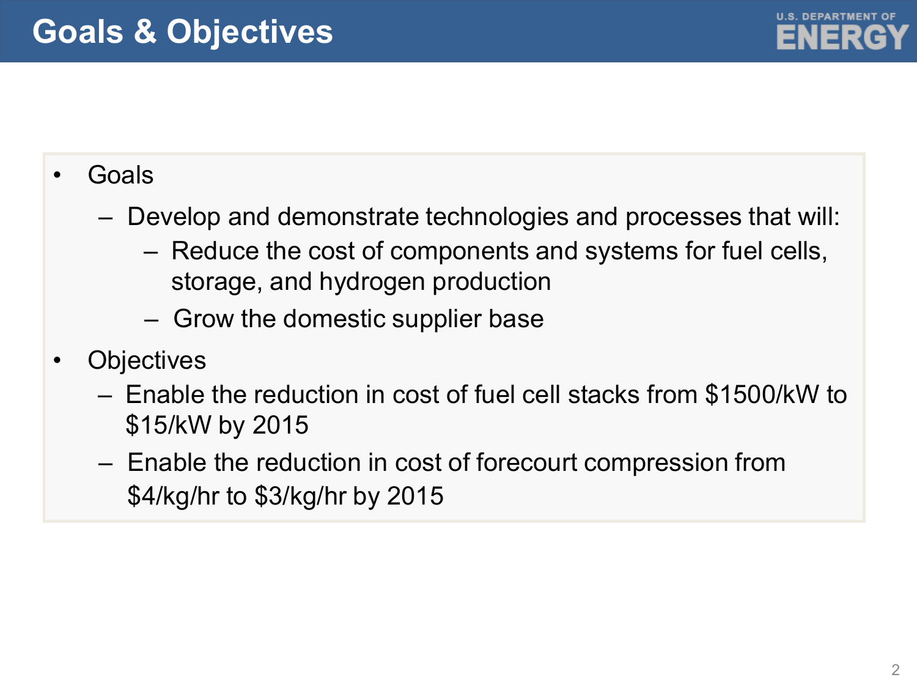# Goals & Objectives

- Goals
  - Develop and demonstrate technologies and processes that will:
    - Reduce the cost of components and systems for fuel cells, storage, and hydrogen production
    - Grow the domestic supplier base
- Objectives
  - Enable the reduction in cost of fuel cell stacks from $1500/kW to $15/kW by 2015
  - Enable the reduction in cost of forecourt compression from $4/kg/hr to $3/kg/hr by 2015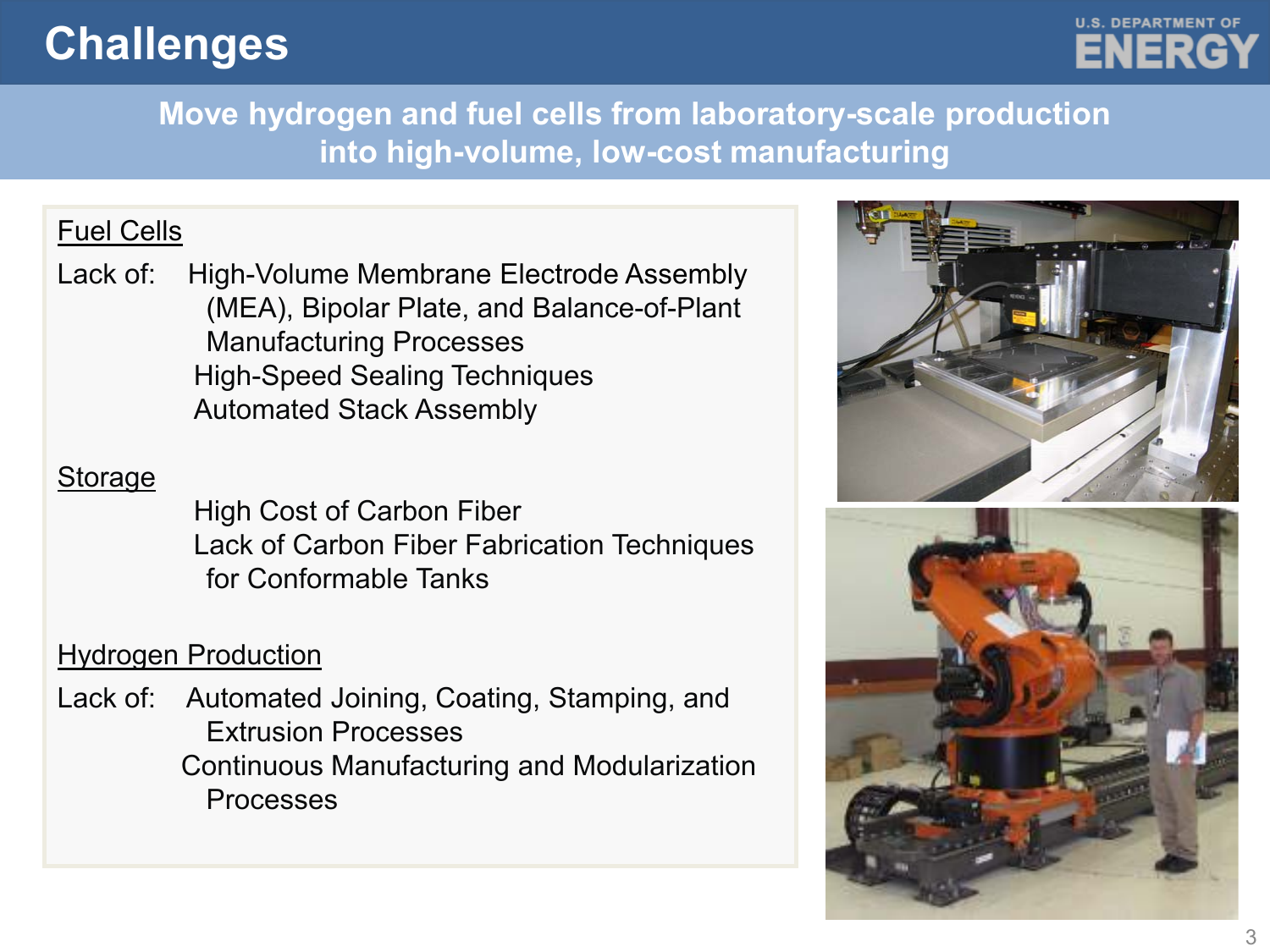# Challenges

**Move hydrogen and fuel cells from laboratory-scale production into high-volume, low-cost manufacturing**

## Fuel Cells

Lack of:
- High-Volume Membrane Electrode Assembly (MEA), Bipolar Plate, and Balance-of-Plant Manufacturing Processes
- High-Speed Sealing Techniques
- Automated Stack Assembly

## Storage

- High Cost of Carbon Fiber
- Lack of Carbon Fiber Fabrication Techniques for Conformable Tanks

## Hydrogen Production

Lack of:
- Automated Joining, Coating, Stamping, and Extrusion Processes
- Continuous Manufacturing and Modularization Processes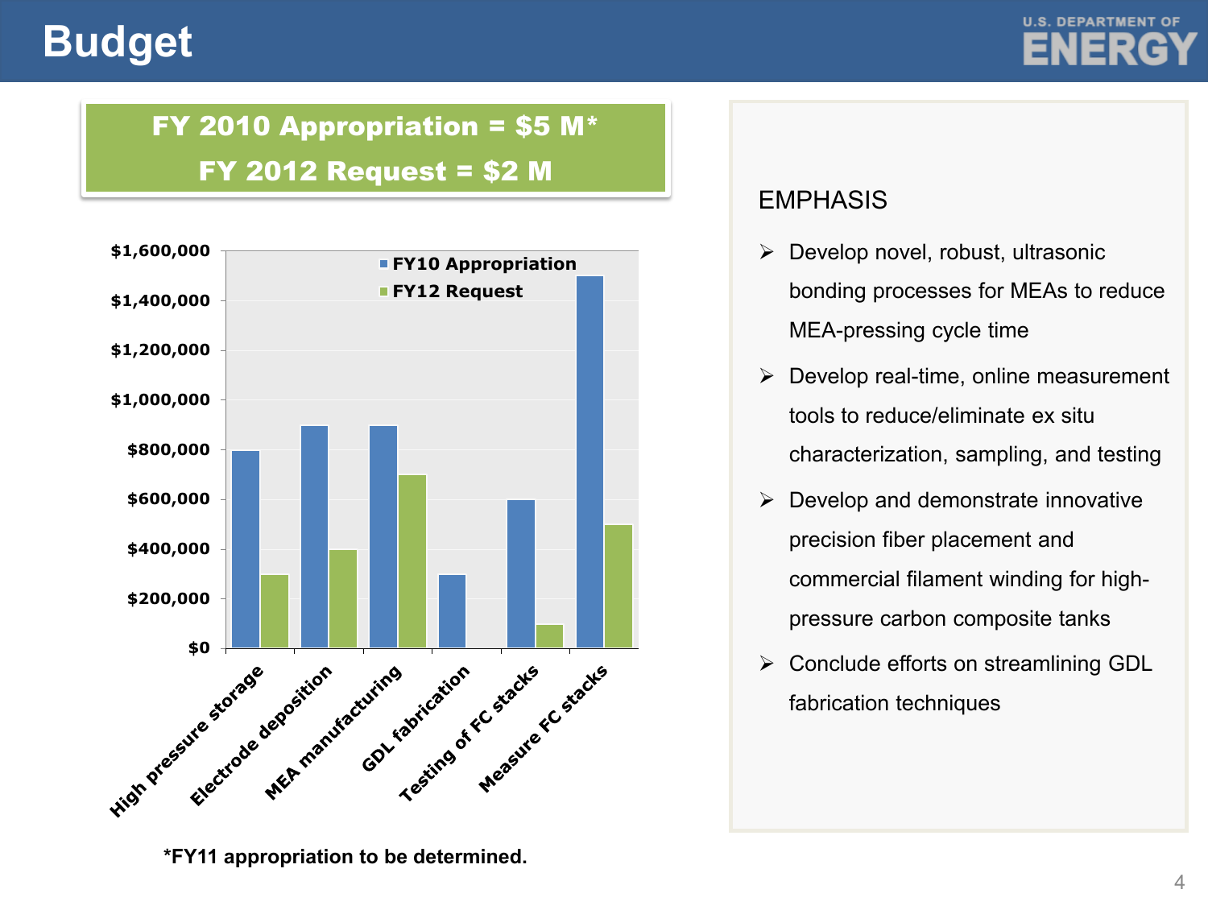# Budget

**FY 2010 Appropriation = $5 M***

**FY 2012 Request = $2 M**

| | FY10 Appropriation | FY12 Request |
|---|---|---|
| High pressure storage | $800,000 | $300,000 |
| Electrode deposition | $900,000 | $400,000 |
| MEA manufacturing | $900,000 | $700,000 |
| GDL fabrication | $300,000 | $0 |
| Testing of FC stacks | $600,000 | $100,000 |
| Measure FC stacks | $1,500,000 | $500,000 |

***FY11 appropriation to be determined.**

EMPHASIS

- Develop novel, robust, ultrasonic bonding processes for MEAs to reduce MEA-pressing cycle time
- Develop real-time, online measurement tools to reduce/eliminate ex situ characterization, sampling, and testing
- Develop and demonstrate innovative precision fiber placement and commercial filament winding for high-pressure carbon composite tanks
- Conclude efforts on streamlining GDL fabrication techniques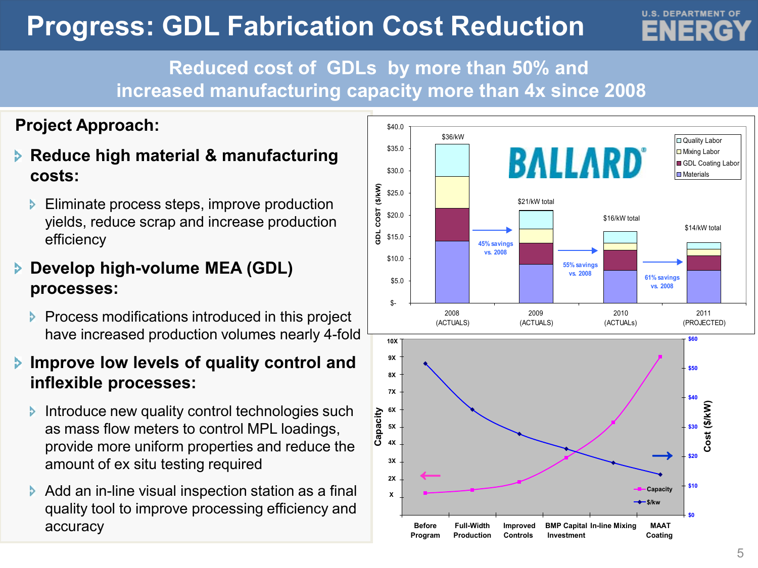# Progress: GDL Fabrication Cost Reduction

## Reduced cost of GDLs by more than 50% and increased manufacturing capacity more than 4x since 2008

### Project Approach:

- **Reduce high material & manufacturing costs:**
  - Eliminate process steps, improve production yields, reduce scrap and increase production efficiency
- **Develop high-volume MEA (GDL) processes:**
  - Process modifications introduced in this project have increased production volumes nearly 4-fold
- **Improve low levels of quality control and inflexible processes:**
  - Introduce new quality control technologies such as mass flow meters to control MPL loadings, provide more uniform properties and reduce the amount of ex situ testing required
  - Add an in-line visual inspection station as a final quality tool to improve processing efficiency and accuracy

| Year | GDL Cost ($/kW) | Savings vs. 2008 |
|---|---|---|
| 2008 (ACTUALS) | $36/kW | |
| 2009 (ACTUALS) | $21/kW total | 45% savings vs. 2008 |
| 2010 (ACTUALs) | $16/kW total | 55% savings vs. 2008 |
| 2011 (PROJECTED) | $14/kW total | 61% savings vs. 2008 |

Cost components: Quality Labor, Mixing Labor, GDL Coating Labor, Materials

Capacity and Cost ($/kW) by stage: Before Program, Full-Width Production, Improved Controls, BMP Capital Investment, In-line Mixing, MAAT Coating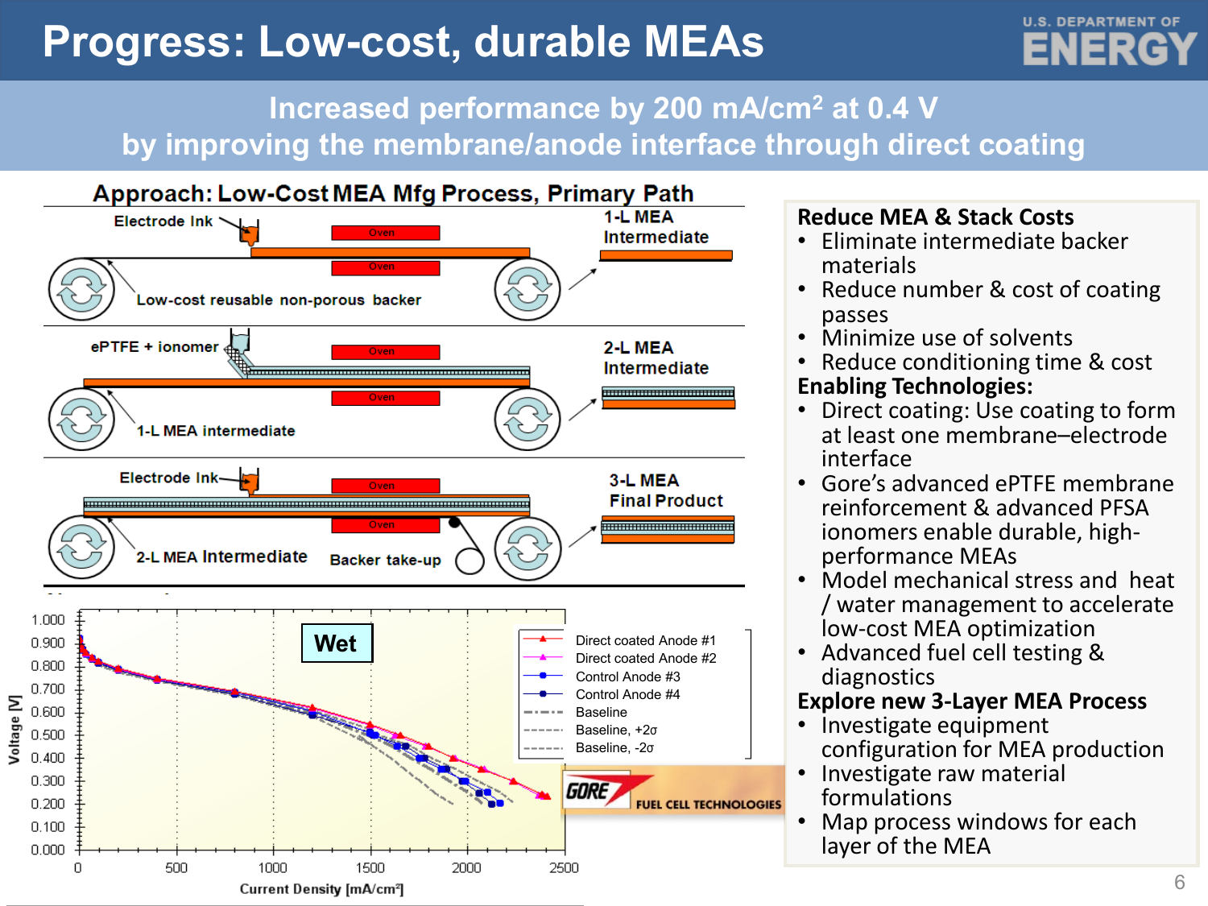# Progress: Low-cost, durable MEAs

**Increased performance by 200 mA/cm$^2$ at 0.4 V by improving the membrane/anode interface through direct coating**

## Approach: Low-Cost MEA Mfg Process, Primary Path

- Electrode Ink → Oven → Low-cost reusable non-porous backer → 1-L MEA Intermediate
- ePTFE + ionomer → Oven → 1-L MEA intermediate → 2-L MEA Intermediate
- Electrode Ink → Oven → 2-L MEA Intermediate, Backer take-up → 3-L MEA Final Product

**Wet**

Voltage [V] vs. Current Density [mA/cm²]

Legend: Direct coated Anode #1; Direct coated Anode #2; Control Anode #3; Control Anode #4; Baseline; Baseline, +2σ; Baseline, -2σ

GORE FUEL CELL TECHNOLOGIES

**Reduce MEA & Stack Costs**

- Eliminate intermediate backer materials
- Reduce number & cost of coating passes
- Minimize use of solvents
- Reduce conditioning time & cost

**Enabling Technologies:**

- Direct coating: Use coating to form at least one membrane–electrode interface
- Gore's advanced ePTFE membrane reinforcement & advanced PFSA ionomers enable durable, high-performance MEAs
- Model mechanical stress and heat / water management to accelerate low-cost MEA optimization
- Advanced fuel cell testing & diagnostics

**Explore new 3-Layer MEA Process**

- Investigate equipment configuration for MEA production
- Investigate raw material formulations
- Map process windows for each layer of the MEA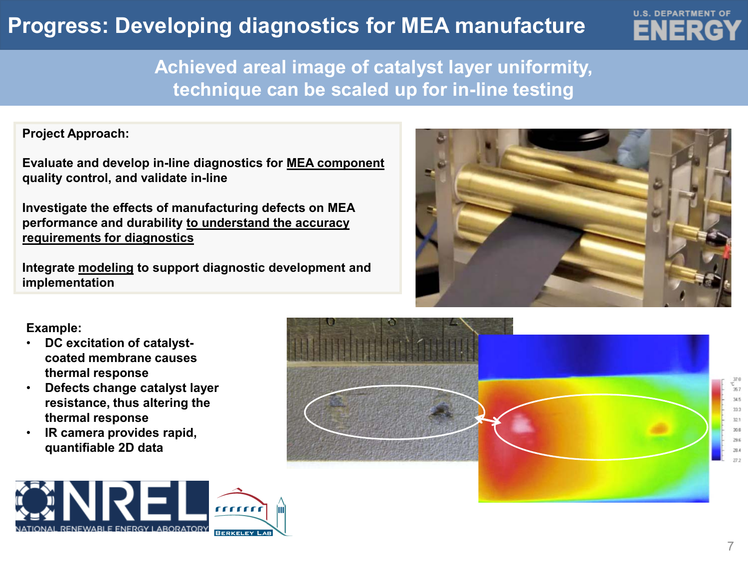# Progress: Developing diagnostics for MEA manufacture

## Achieved areal image of catalyst layer uniformity, technique can be scaled up for in-line testing

**Project Approach:**

**Evaluate and develop in-line diagnostics for MEA component quality control, and validate in-line**

**Investigate the effects of manufacturing defects on MEA performance and durability to understand the accuracy requirements for diagnostics**

**Integrate modeling to support diagnostic development and implementation**

**Example:**

- **DC excitation of catalyst-coated membrane causes thermal response**
- **Defects change catalyst layer resistance, thus altering the thermal response**
- **IR camera provides rapid, quantifiable 2D data**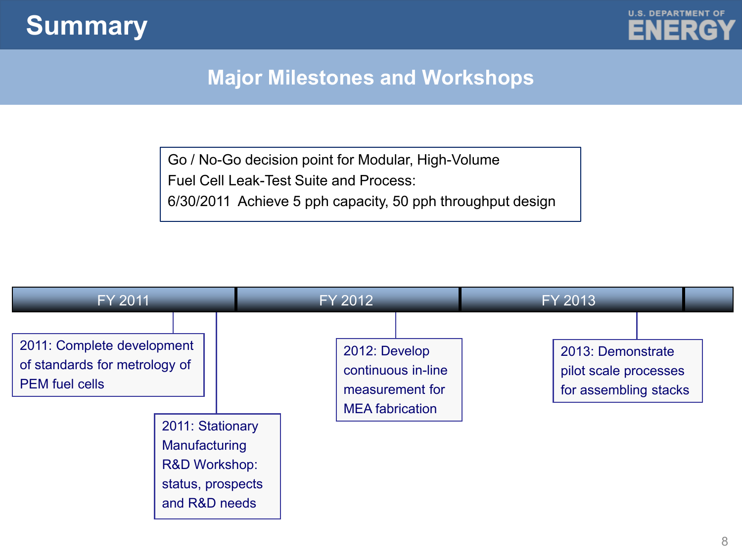# Summary

## Major Milestones and Workshops

Go / No-Go decision point for Modular, High-Volume Fuel Cell Leak-Test Suite and Process:
6/30/2011 Achieve 5 pph capacity, 50 pph throughput design

**FY 2011**

- 2011: Complete development of standards for metrology of PEM fuel cells
- 2011: Stationary Manufacturing R&D Workshop: status, prospects and R&D needs

**FY 2012**

- 2012: Develop continuous in-line measurement for MEA fabrication

**FY 2013**

- 2013: Demonstrate pilot scale processes for assembling stacks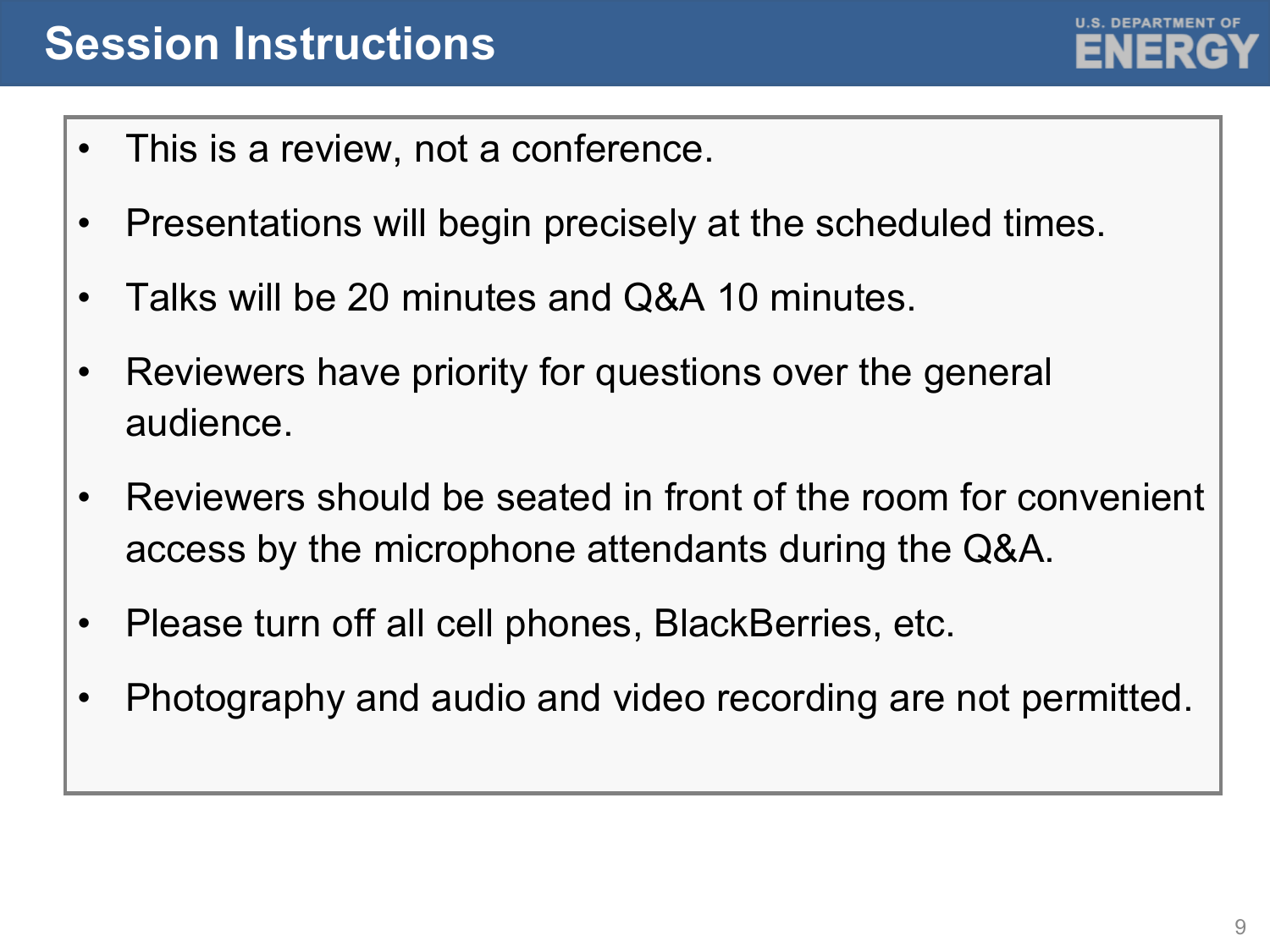# Session Instructions

- This is a review, not a conference.
- Presentations will begin precisely at the scheduled times.
- Talks will be 20 minutes and Q&A 10 minutes.
- Reviewers have priority for questions over the general audience.
- Reviewers should be seated in front of the room for convenient access by the microphone attendants during the Q&A.
- Please turn off all cell phones, BlackBerries, etc.
- Photography and audio and video recording are not permitted.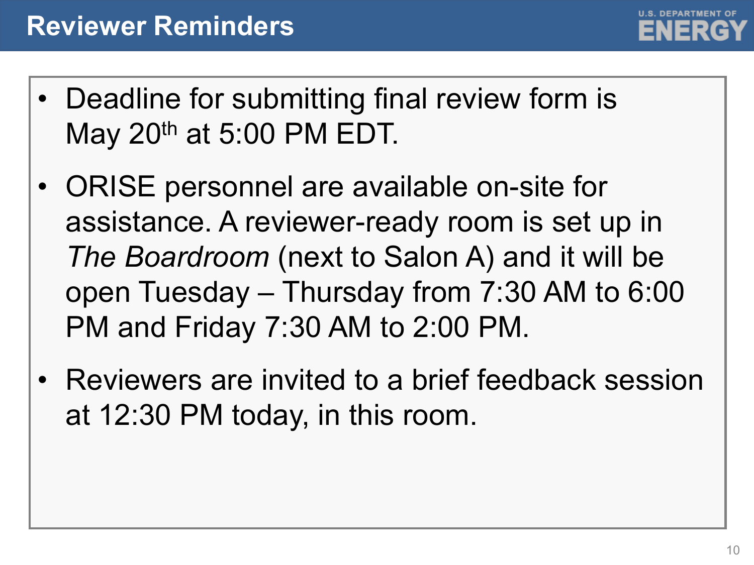# Reviewer Reminders

- Deadline for submitting final review form is May 20th at 5:00 PM EDT.
- ORISE personnel are available on-site for assistance. A reviewer-ready room is set up in *The Boardroom* (next to Salon A) and it will be open Tuesday – Thursday from 7:30 AM to 6:00 PM and Friday 7:30 AM to 2:00 PM.
- Reviewers are invited to a brief feedback session at 12:30 PM today, in this room.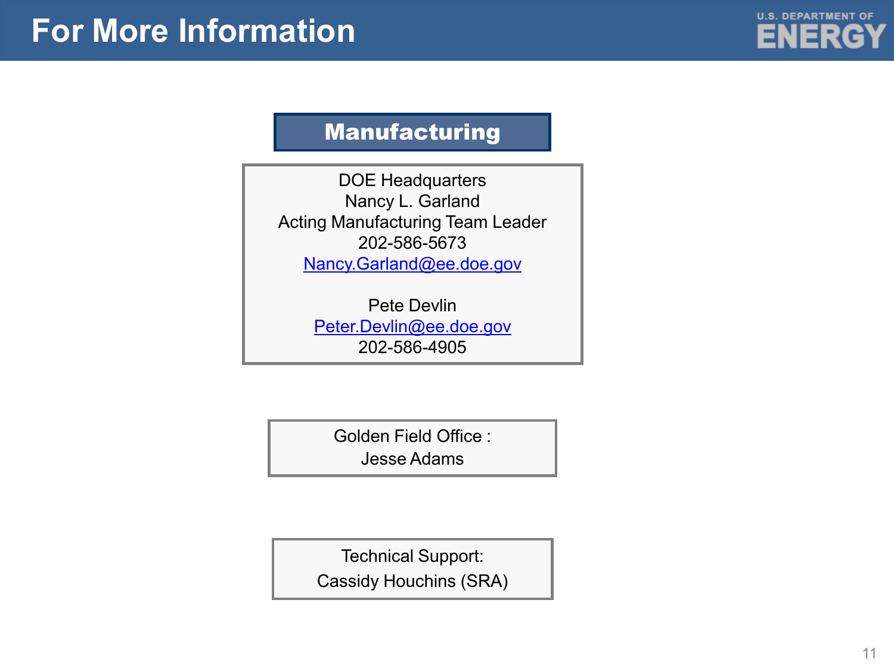# For More Information

## Manufacturing

DOE Headquarters
Nancy L. Garland
Acting Manufacturing Team Leader
202-586-5673
Nancy.Garland@ee.doe.gov

Pete Devlin
Peter.Devlin@ee.doe.gov
202-586-4905

Golden Field Office :
Jesse Adams

Technical Support:
Cassidy Houchins (SRA)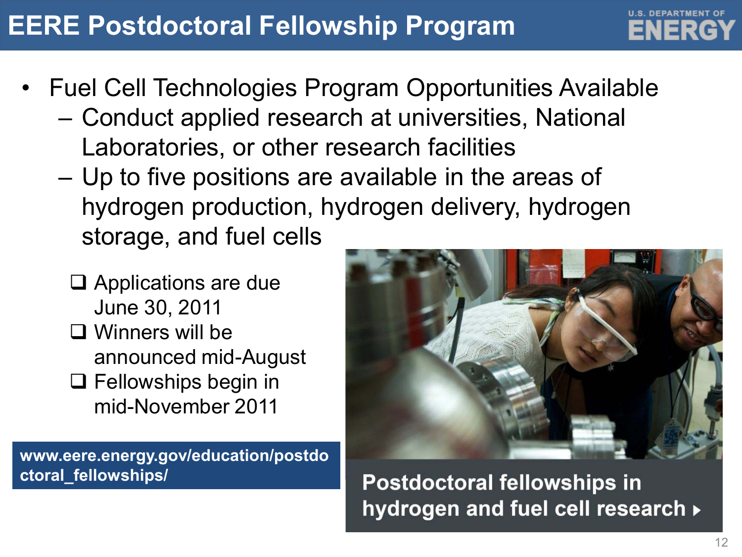# EERE Postdoctoral Fellowship Program

- Fuel Cell Technologies Program Opportunities Available
  - Conduct applied research at universities, National Laboratories, or other research facilities
  - Up to five positions are available in the areas of hydrogen production, hydrogen delivery, hydrogen storage, and fuel cells

- ❑ Applications are due June 30, 2011
- ❑ Winners will be announced mid-August
- ❑ Fellowships begin in mid-November 2011

**www.eere.energy.gov/education/postdoctoral_fellowships/**

**Postdoctoral fellowships in hydrogen and fuel cell research ▸**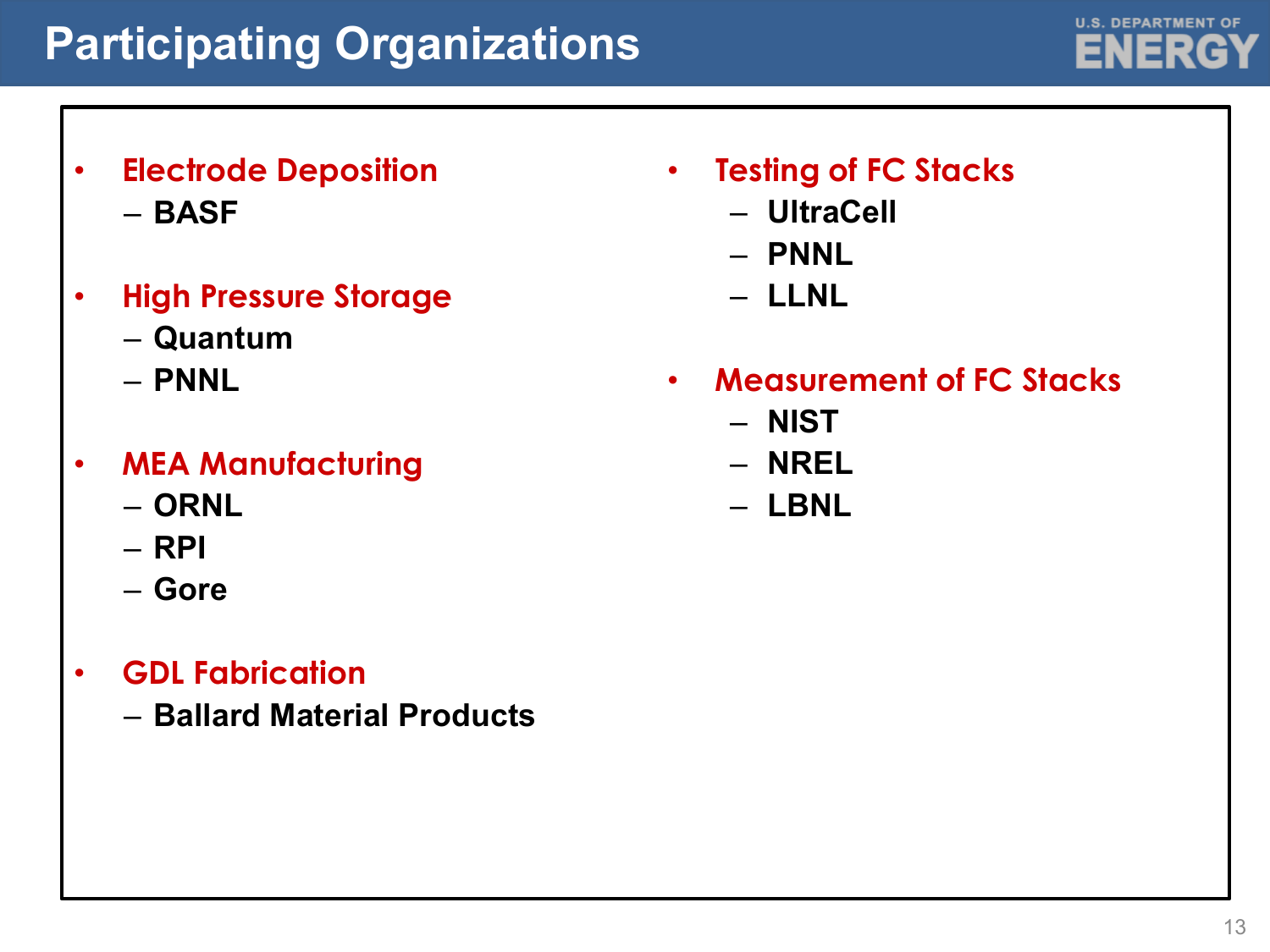# Participating Organizations

- **Electrode Deposition**
  - BASF
- **High Pressure Storage**
  - Quantum
  - PNNL
- **MEA Manufacturing**
  - ORNL
  - RPI
  - Gore
- **GDL Fabrication**
  - Ballard Material Products
- **Testing of FC Stacks**
  - UltraCell
  - PNNL
  - LLNL
- **Measurement of FC Stacks**
  - NIST
  - NREL
  - LBNL